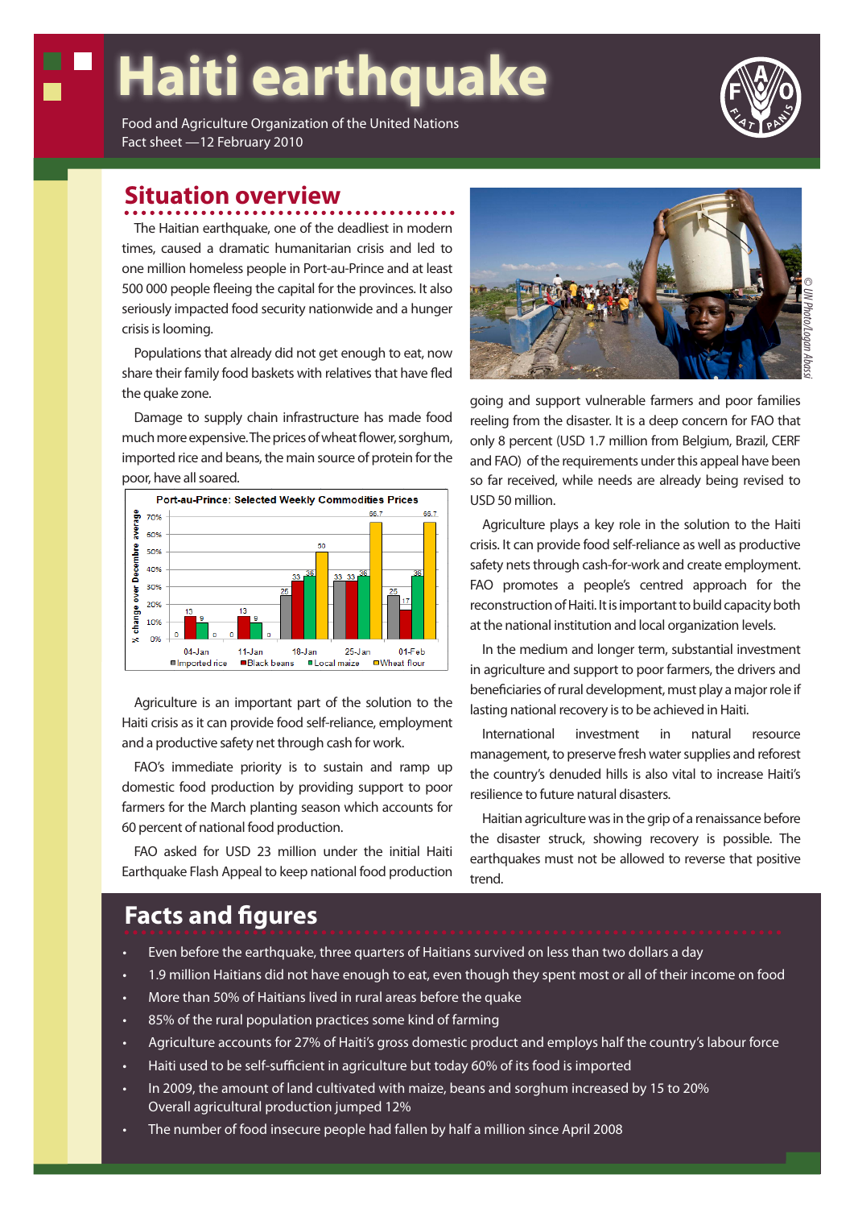# Haiti earthquake

Food and Agriculture Organization of the United Nations
Fact sheet —12 February 2010

## Situation overview

The Haitian earthquake, one of the deadliest in modern times, caused a dramatic humanitarian crisis and led to one million homeless people in Port-au-Prince and at least 500 000 people fleeing the capital for the provinces. It also seriously impacted food security nationwide and a hunger crisis is looming.

Populations that already did not get enough to eat, now share their family food baskets with relatives that have fled the quake zone.

Damage to supply chain infrastructure has made food much more expensive. The prices of wheat flower, sorghum, imported rice and beans, the main source of protein for the poor, have all soared.

**Port-au-Prince: Selected Weekly Commodities Prices**

% change over Decembre average

| | Imported rice | Black beans | Local maize | Wheat flour |
|---|---|---|---|---|
| 04-Jan | 0 | 13 | 9 | 0 |
| 11-Jan | 0 | 13 | 9 | 0 |
| 18-Jan | 25 | 33 | 36 | 50 |
| 25-Jan | 33 | 33 | 36 | 66.7 |
| 01-Feb | 25 | 17 | 36 | 66.7 |

Agriculture is an important part of the solution to the Haiti crisis as it can provide food self-reliance, employment and a productive safety net through cash for work.

FAO's immediate priority is to sustain and ramp up domestic food production by providing support to poor farmers for the March planting season which accounts for 60 percent of national food production.

FAO asked for USD 23 million under the initial Haiti Earthquake Flash Appeal to keep national food production going and support vulnerable farmers and poor families reeling from the disaster. It is a deep concern for FAO that only 8 percent (USD 1.7 million from Belgium, Brazil, CERF and FAO) of the requirements under this appeal have been so far received, while needs are already being revised to USD 50 million.

Agriculture plays a key role in the solution to the Haiti crisis. It can provide food self-reliance as well as productive safety nets through cash-for-work and create employment. FAO promotes a people's centred approach for the reconstruction of Haiti. It is important to build capacity both at the national institution and local organization levels.

In the medium and longer term, substantial investment in agriculture and support to poor farmers, the drivers and beneficiaries of rural development, must play a major role if lasting national recovery is to be achieved in Haiti.

International investment in natural resource management, to preserve fresh water supplies and reforest the country's denuded hills is also vital to increase Haiti's resilience to future natural disasters.

Haitian agriculture was in the grip of a renaissance before the disaster struck, showing recovery is possible. The earthquakes must not be allowed to reverse that positive trend.

## Facts and figures

- Even before the earthquake, three quarters of Haitians survived on less than two dollars a day
- 1.9 million Haitians did not have enough to eat, even though they spent most or all of their income on food
- More than 50% of Haitians lived in rural areas before the quake
- 85% of the rural population practices some kind of farming
- Agriculture accounts for 27% of Haiti's gross domestic product and employs half the country's labour force
- Haiti used to be self-sufficient in agriculture but today 60% of its food is imported
- In 2009, the amount of land cultivated with maize, beans and sorghum increased by 15 to 20%
  Overall agricultural production jumped 12%
- The number of food insecure people had fallen by half a million since April 2008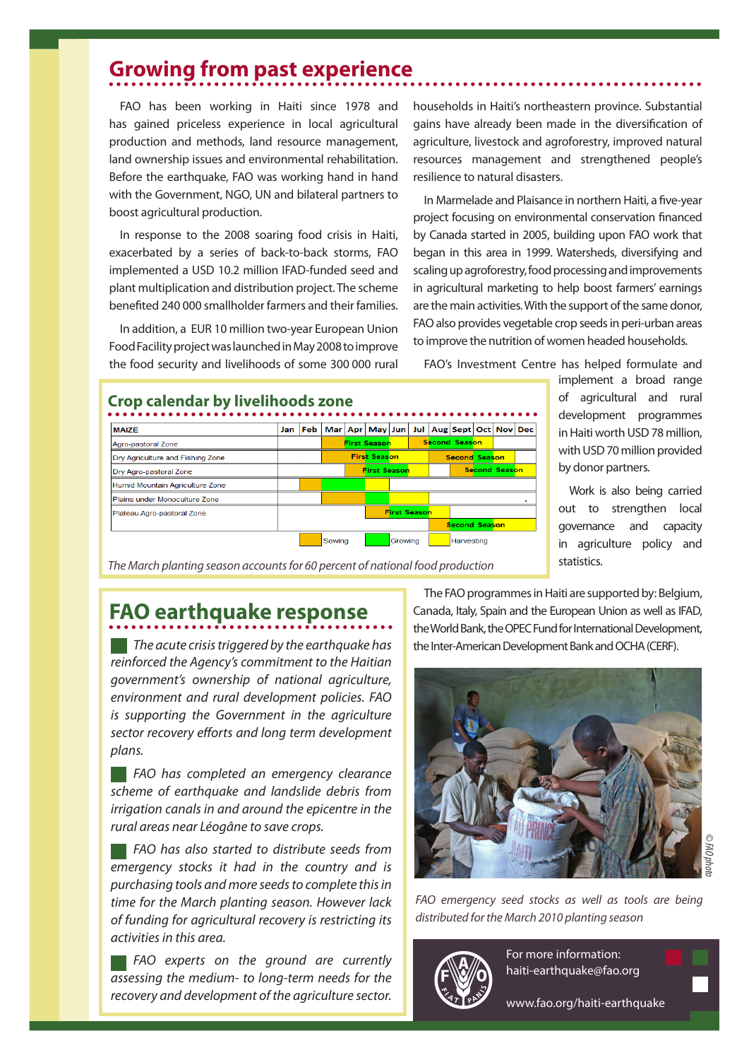# Growing from past experience

FAO has been working in Haiti since 1978 and has gained priceless experience in local agricultural production and methods, land resource management, land ownership issues and environmental rehabilitation. Before the earthquake, FAO was working hand in hand with the Government, NGO, UN and bilateral partners to boost agricultural production.

In response to the 2008 soaring food crisis in Haiti, exacerbated by a series of back-to-back storms, FAO implemented a USD 10.2 million IFAD-funded seed and plant multiplication and distribution project. The scheme benefited 240 000 smallholder farmers and their families.

In addition, a EUR 10 million two-year European Union Food Facility project was launched in May 2008 to improve the food security and livelihoods of some 300 000 rural households in Haiti's northeastern province. Substantial gains have already been made in the diversification of agriculture, livestock and agroforestry, improved natural resources management and strengthened people's resilience to natural disasters.

In Marmelade and Plaisance in northern Haiti, a five-year project focusing on environmental conservation financed by Canada started in 2005, building upon FAO work that began in this area in 1999. Watersheds, diversifying and scaling up agroforestry, food processing and improvements in agricultural marketing to help boost farmers' earnings are the main activities. With the support of the same donor, FAO also provides vegetable crop seeds in peri-urban areas to improve the nutrition of women headed households.

FAO's Investment Centre has helped formulate and implement a broad range of agricultural and rural development programmes in Haiti worth USD 78 million, with USD 70 million provided by donor partners.

Work is also being carried out to strengthen local governance and capacity in agriculture policy and statistics.

The FAO programmes in Haiti are supported by: Belgium, Canada, Italy, Spain and the European Union as well as IFAD, the World Bank, the OPEC Fund for International Development, the Inter-American Development Bank and OCHA (CERF).

## Crop calendar by livelihoods zone

MAIZE

Jan Feb Mar Apr May Jun Jul Aug Sept Oct Nov Dec

Agro-pastoral Zone: First Season, Second Season

Dry Agriculture and Fishing Zone: First Season, Second Season

Dry Agro-pastoral Zone: First Season, Second Season

Humid Mountain Agriculture Zone

Plains under Monoculture Zone

Plateau Agro-pastoral Zone: First Season, Second Season

Sowing, Growing, Harvesting

*The March planting season accounts for 60 percent of national food production*

## FAO earthquake response

*The acute crisis triggered by the earthquake has reinforced the Agency's commitment to the Haitian government's ownership of national agriculture, environment and rural development policies. FAO is supporting the Government in the agriculture sector recovery efforts and long term development plans.*

*FAO has completed an emergency clearance scheme of earthquake and landslide debris from irrigation canals in and around the epicentre in the rural areas near Léogâne to save crops.*

*FAO has also started to distribute seeds from emergency stocks it had in the country and is purchasing tools and more seeds to complete this in time for the March planting season. However lack of funding for agricultural recovery is restricting its activities in this area.*

*FAO experts on the ground are currently assessing the medium- to long-term needs for the recovery and development of the agriculture sector.*

© FAO photo

*FAO emergency seed stocks as well as tools are being distributed for the March 2010 planting season*

For more information:
haiti-earthquake@fao.org

www.fao.org/haiti-earthquake